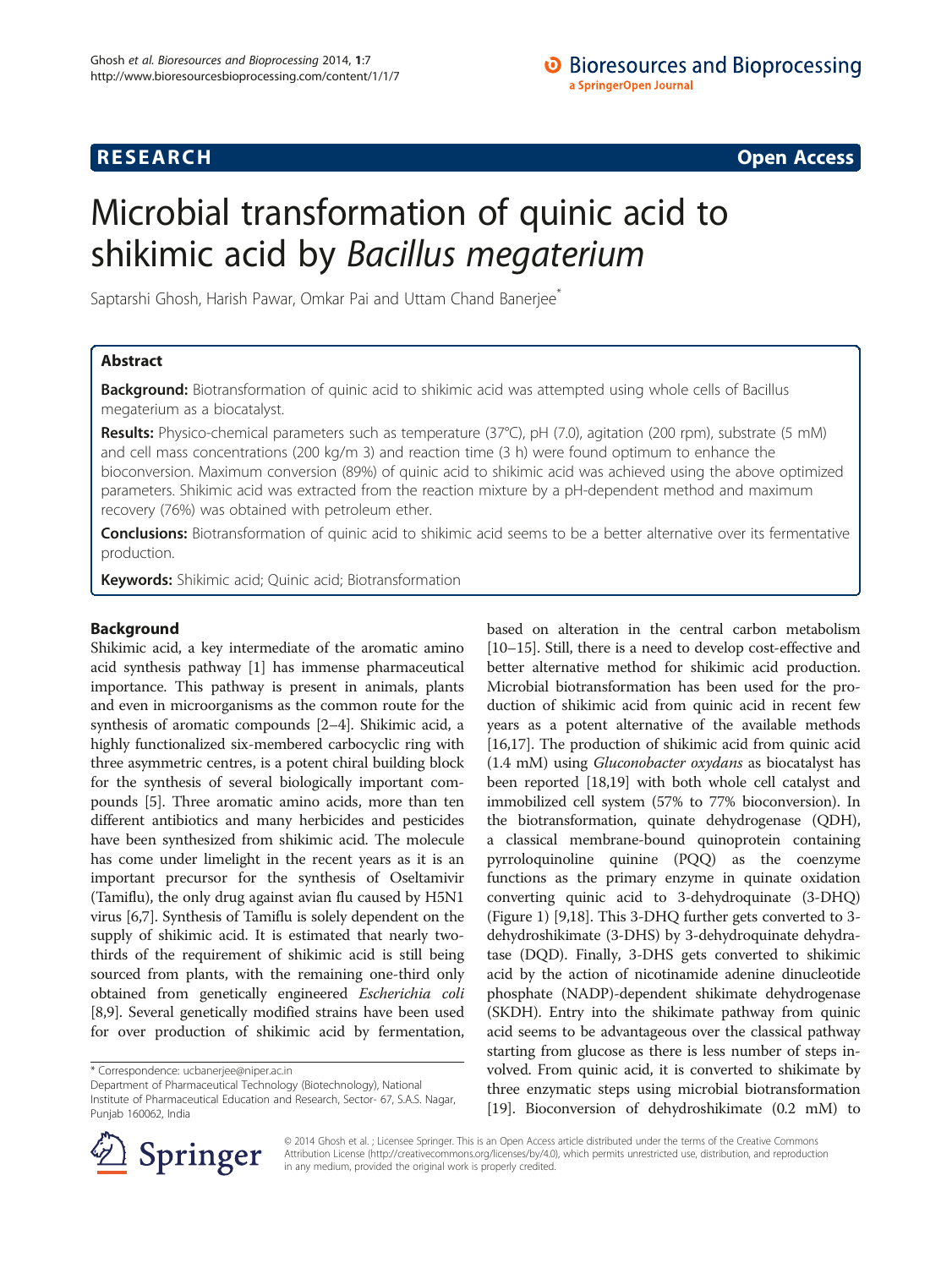RESEARCH Open Access

# Microbial transformation of quinic acid to shikimic acid by *Bacillus megaterium*

Saptarshi Ghosh, Harish Pawar, Omkar Pai and Uttam Chand Banerjee*

## Abstract

**Background:** Biotransformation of quinic acid to shikimic acid was attempted using whole cells of Bacillus megaterium as a biocatalyst.

**Results:** Physico-chemical parameters such as temperature (37°C), pH (7.0), agitation (200 rpm), substrate (5 mM) and cell mass concentrations (200 kg/m 3) and reaction time (3 h) were found optimum to enhance the bioconversion. Maximum conversion (89%) of quinic acid to shikimic acid was achieved using the above optimized parameters. Shikimic acid was extracted from the reaction mixture by a pH-dependent method and maximum recovery (76%) was obtained with petroleum ether.

**Conclusions:** Biotransformation of quinic acid to shikimic acid seems to be a better alternative over its fermentative production.

**Keywords:** Shikimic acid; Quinic acid; Biotransformation

## Background

Shikimic acid, a key intermediate of the aromatic amino acid synthesis pathway [1] has immense pharmaceutical importance. This pathway is present in animals, plants and even in microorganisms as the common route for the synthesis of aromatic compounds [2–4]. Shikimic acid, a highly functionalized six-membered carbocyclic ring with three asymmetric centres, is a potent chiral building block for the synthesis of several biologically important compounds [5]. Three aromatic amino acids, more than ten different antibiotics and many herbicides and pesticides have been synthesized from shikimic acid. The molecule has come under limelight in the recent years as it is an important precursor for the synthesis of Oseltamivir (Tamiflu), the only drug against avian flu caused by H5N1 virus [6,7]. Synthesis of Tamiflu is solely dependent on the supply of shikimic acid. It is estimated that nearly two-thirds of the requirement of shikimic acid is still being sourced from plants, with the remaining one-third only obtained from genetically engineered *Escherichia coli* [8,9]. Several genetically modified strains have been used for over production of shikimic acid by fermentation, based on alteration in the central carbon metabolism [10–15]. Still, there is a need to develop cost-effective and better alternative method for shikimic acid production. Microbial biotransformation has been used for the production of shikimic acid from quinic acid in recent few years as a potent alternative of the available methods [16,17]. The production of shikimic acid from quinic acid (1.4 mM) using *Gluconobacter oxydans* as biocatalyst has been reported [18,19] with both whole cell catalyst and immobilized cell system (57% to 77% bioconversion). In the biotransformation, quinate dehydrogenase (QDH), a classical membrane-bound quinoprotein containing pyrroloquinoline quinine (PQQ) as the coenzyme functions as the primary enzyme in quinate oxidation converting quinic acid to 3-dehydroquinate (3-DHQ) (Figure 1) [9,18]. This 3-DHQ further gets converted to 3-dehydroshikimate (3-DHS) by 3-dehydroquinate dehydratase (DQD). Finally, 3-DHS gets converted to shikimic acid by the action of nicotinamide adenine dinucleotide phosphate (NADP)-dependent shikimate dehydrogenase (SKDH). Entry into the shikimate pathway from quinic acid seems to be advantageous over the classical pathway starting from glucose as there is less number of steps involved. From quinic acid, it is converted to shikimate by three enzymatic steps using microbial biotransformation [19]. Bioconversion of dehydroshikimate (0.2 mM) to

* Correspondence: ucbanerjee@niper.ac.in
Department of Pharmaceutical Technology (Biotechnology), National Institute of Pharmaceutical Education and Research, Sector- 67, S.A.S. Nagar, Punjab 160062, India

© 2014 Ghosh et al.; Licensee Springer. This is an Open Access article distributed under the terms of the Creative Commons Attribution License (http://creativecommons.org/licenses/by/4.0), which permits unrestricted use, distribution, and reproduction in any medium, provided the original work is properly credited.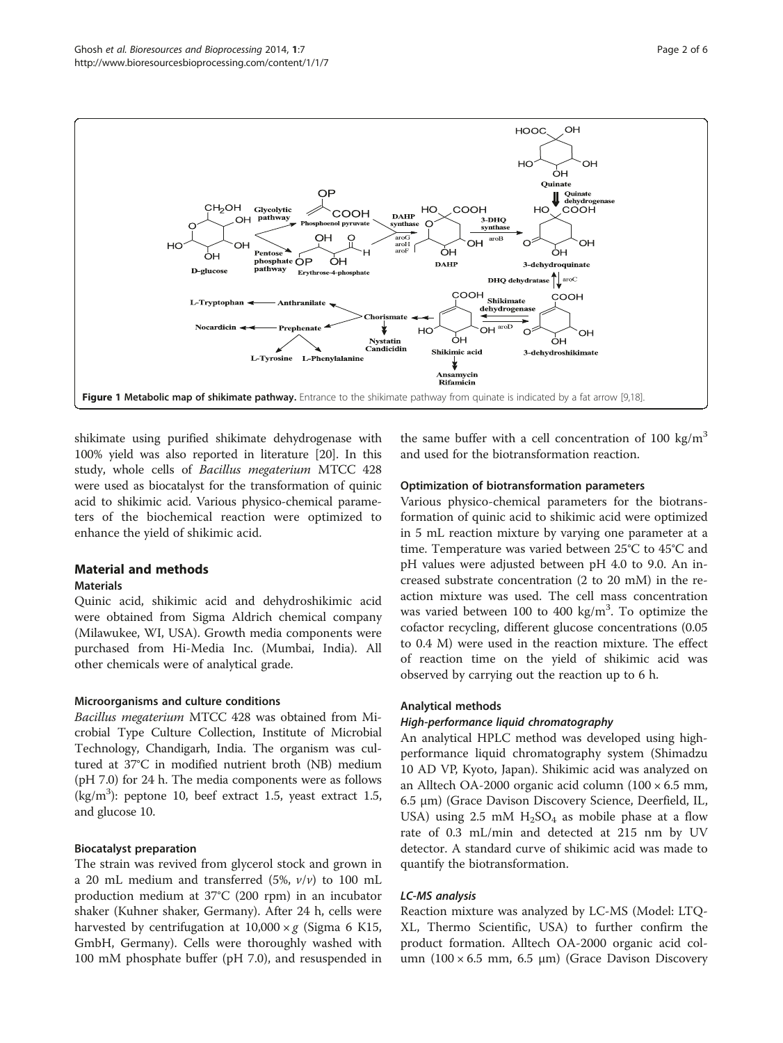Figure 1 Metabolic map of shikimate pathway. Entrance to the shikimate pathway from quinate is indicated by a fat arrow [9,18].

shikimate using purified shikimate dehydrogenase with 100% yield was also reported in literature [20]. In this study, whole cells of *Bacillus megaterium* MTCC 428 were used as biocatalyst for the transformation of quinic acid to shikimic acid. Various physico-chemical parameters of the biochemical reaction were optimized to enhance the yield of shikimic acid.

## Material and methods

### Materials

Quinic acid, shikimic acid and dehydroshikimic acid were obtained from Sigma Aldrich chemical company (Milawukee, WI, USA). Growth media components were purchased from Hi-Media Inc. (Mumbai, India). All other chemicals were of analytical grade.

### Microorganisms and culture conditions

*Bacillus megaterium* MTCC 428 was obtained from Microbial Type Culture Collection, Institute of Microbial Technology, Chandigarh, India. The organism was cultured at 37°C in modified nutrient broth (NB) medium (pH 7.0) for 24 h. The media components were as follows ($kg/m^3$): peptone 10, beef extract 1.5, yeast extract 1.5, and glucose 10.

### Biocatalyst preparation

The strain was revived from glycerol stock and grown in a 20 mL medium and transferred (5%, *v*/*v*) to 100 mL production medium at 37°C (200 rpm) in an incubator shaker (Kuhner shaker, Germany). After 24 h, cells were harvested by centrifugation at $10,000 \times g$ (Sigma 6 K15, GmbH, Germany). Cells were thoroughly washed with 100 mM phosphate buffer (pH 7.0), and resuspended in the same buffer with a cell concentration of 100 $kg/m^3$ and used for the biotransformation reaction.

### Optimization of biotransformation parameters

Various physico-chemical parameters for the biotransformation of quinic acid to shikimic acid were optimized in 5 mL reaction mixture by varying one parameter at a time. Temperature was varied between 25°C to 45°C and pH values were adjusted between pH 4.0 to 9.0. An increased substrate concentration (2 to 20 mM) in the reaction mixture was used. The cell mass concentration was varied between 100 to 400 $kg/m^3$. To optimize the cofactor recycling, different glucose concentrations (0.05 to 0.4 M) were used in the reaction mixture. The effect of reaction time on the yield of shikimic acid was observed by carrying out the reaction up to 6 h.

### Analytical methods

#### *High-performance liquid chromatography*

An analytical HPLC method was developed using high-performance liquid chromatography system (Shimadzu 10 AD VP, Kyoto, Japan). Shikimic acid was analyzed on an Alltech OA-2000 organic acid column ($100 \times 6.5$ mm, 6.5 μm) (Grace Davison Discovery Science, Deerfield, IL, USA) using 2.5 mM $H_2SO_4$ as mobile phase at a flow rate of 0.3 mL/min and detected at 215 nm by UV detector. A standard curve of shikimic acid was made to quantify the biotransformation.

#### *LC-MS analysis*

Reaction mixture was analyzed by LC-MS (Model: LTQ-XL, Thermo Scientific, USA) to further confirm the product formation. Alltech OA-2000 organic acid column ($100 \times 6.5$ mm, 6.5 μm) (Grace Davison Discovery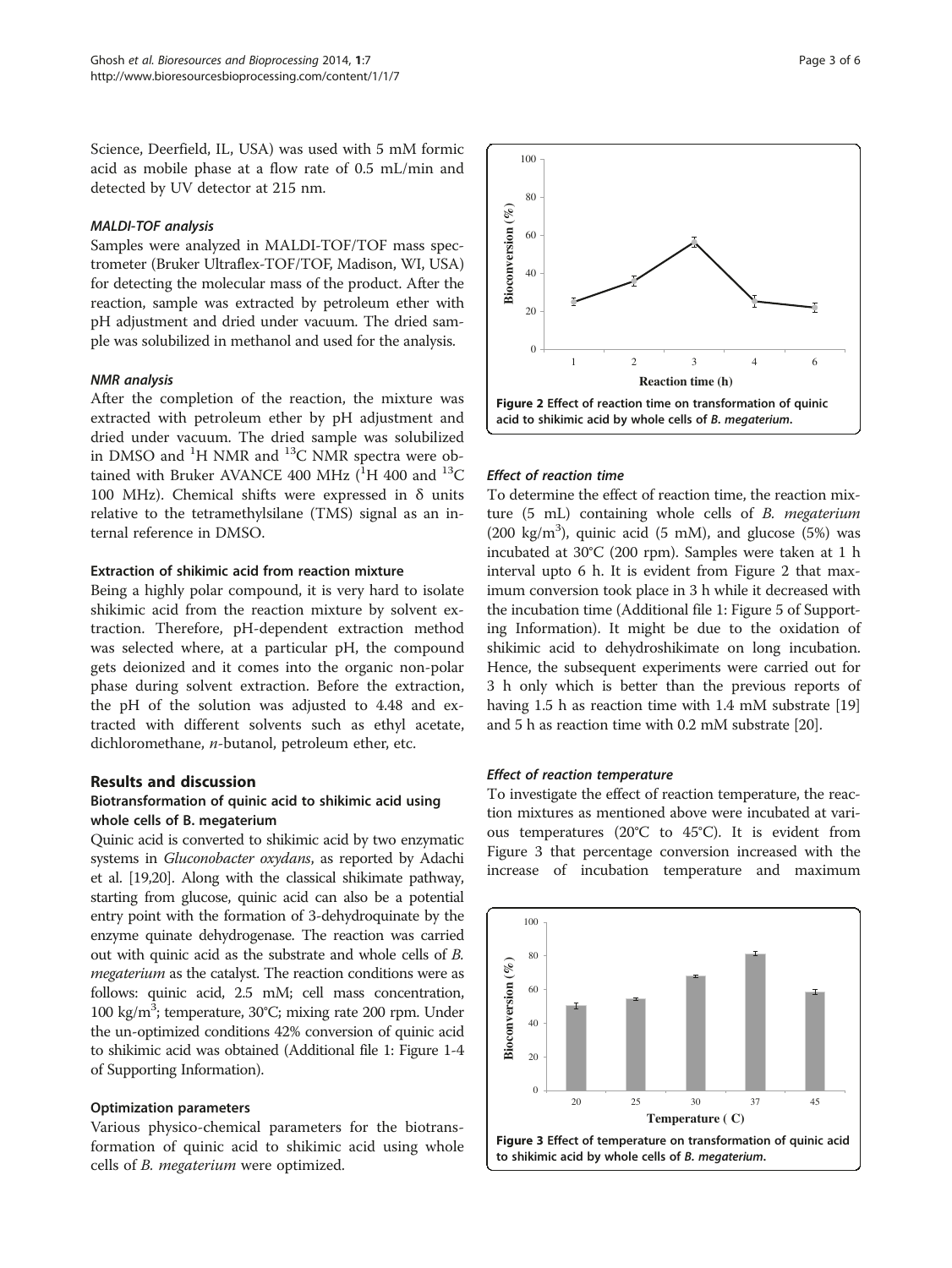Science, Deerfield, IL, USA) was used with 5 mM formic acid as mobile phase at a flow rate of 0.5 mL/min and detected by UV detector at 215 nm.

#### *MALDI-TOF analysis*

Samples were analyzed in MALDI-TOF/TOF mass spectrometer (Bruker Ultraflex-TOF/TOF, Madison, WI, USA) for detecting the molecular mass of the product. After the reaction, sample was extracted by petroleum ether with pH adjustment and dried under vacuum. The dried sample was solubilized in methanol and used for the analysis.

#### *NMR analysis*

After the completion of the reaction, the mixture was extracted with petroleum ether by pH adjustment and dried under vacuum. The dried sample was solubilized in DMSO and $^1$H NMR and $^{13}$C NMR spectra were obtained with Bruker AVANCE 400 MHz ($^1$H 400 and $^{13}$C 100 MHz). Chemical shifts were expressed in δ units relative to the tetramethylsilane (TMS) signal as an internal reference in DMSO.

### Extraction of shikimic acid from reaction mixture

Being a highly polar compound, it is very hard to isolate shikimic acid from the reaction mixture by solvent extraction. Therefore, pH-dependent extraction method was selected where, at a particular pH, the compound gets deionized and it comes into the organic non-polar phase during solvent extraction. Before the extraction, the pH of the solution was adjusted to 4.48 and extracted with different solvents such as ethyl acetate, dichloromethane, *n*-butanol, petroleum ether, etc.

## Results and discussion

### Biotransformation of quinic acid to shikimic acid using whole cells of B. megaterium

Quinic acid is converted to shikimic acid by two enzymatic systems in *Gluconobacter oxydans*, as reported by Adachi et al. [19,20]. Along with the classical shikimate pathway, starting from glucose, quinic acid can also be a potential entry point with the formation of 3-dehydroquinate by the enzyme quinate dehydrogenase. The reaction was carried out with quinic acid as the substrate and whole cells of *B. megaterium* as the catalyst. The reaction conditions were as follows: quinic acid, 2.5 mM; cell mass concentration, 100 kg/m$^3$; temperature, 30°C; mixing rate 200 rpm. Under the un-optimized conditions 42% conversion of quinic acid to shikimic acid was obtained (Additional file 1: Figure 1-4 of Supporting Information).

### Optimization parameters

Various physico-chemical parameters for the biotransformation of quinic acid to shikimic acid using whole cells of *B. megaterium* were optimized.

**Figure 2 Effect of reaction time on transformation of quinic acid to shikimic acid by whole cells of *B. megaterium*.**

#### *Effect of reaction time*

To determine the effect of reaction time, the reaction mixture (5 mL) containing whole cells of *B. megaterium* (200 kg/m$^3$), quinic acid (5 mM), and glucose (5%) was incubated at 30°C (200 rpm). Samples were taken at 1 h interval upto 6 h. It is evident from Figure 2 that maximum conversion took place in 3 h while it decreased with the incubation time (Additional file 1: Figure 5 of Supporting Information). It might be due to the oxidation of shikimic acid to dehydroshikimate on long incubation. Hence, the subsequent experiments were carried out for 3 h only which is better than the previous reports of having 1.5 h as reaction time with 1.4 mM substrate [19] and 5 h as reaction time with 0.2 mM substrate [20].

#### *Effect of reaction temperature*

To investigate the effect of reaction temperature, the reaction mixtures as mentioned above were incubated at various temperatures (20°C to 45°C). It is evident from Figure 3 that percentage conversion increased with the increase of incubation temperature and maximum

**Figure 3 Effect of temperature on transformation of quinic acid to shikimic acid by whole cells of *B. megaterium*.**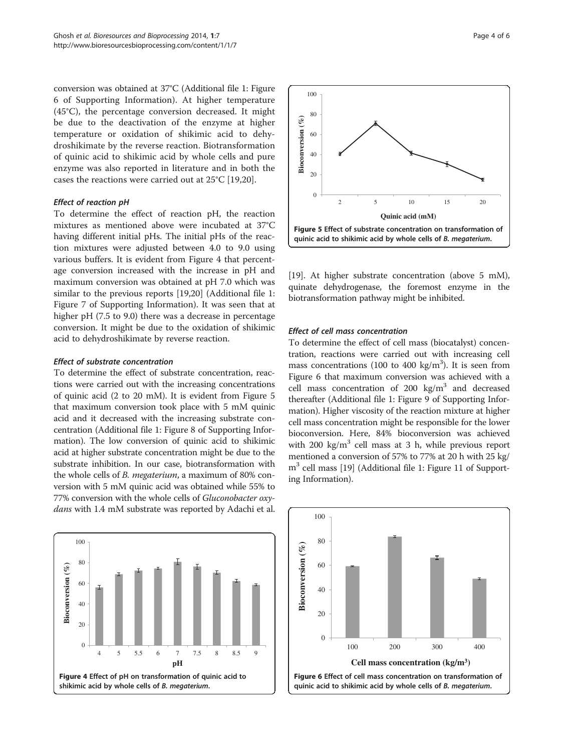conversion was obtained at 37°C (Additional file 1: Figure 6 of Supporting Information). At higher temperature (45°C), the percentage conversion decreased. It might be due to the deactivation of the enzyme at higher temperature or oxidation of shikimic acid to dehydroshikimate by the reverse reaction. Biotransformation of quinic acid to shikimic acid by whole cells and pure enzyme was also reported in literature and in both the cases the reactions were carried out at 25°C [19,20].

### Effect of reaction pH

To determine the effect of reaction pH, the reaction mixtures as mentioned above were incubated at 37°C having different initial pHs. The initial pHs of the reaction mixtures were adjusted between 4.0 to 9.0 using various buffers. It is evident from Figure 4 that percentage conversion increased with the increase in pH and maximum conversion was obtained at pH 7.0 which was similar to the previous reports [19,20] (Additional file 1: Figure 7 of Supporting Information). It was seen that at higher pH (7.5 to 9.0) there was a decrease in percentage conversion. It might be due to the oxidation of shikimic acid to dehydroshikimate by reverse reaction.

### Effect of substrate concentration

To determine the effect of substrate concentration, reactions were carried out with the increasing concentrations of quinic acid (2 to 20 mM). It is evident from Figure 5 that maximum conversion took place with 5 mM quinic acid and it decreased with the increasing substrate concentration (Additional file 1: Figure 8 of Supporting Information). The low conversion of quinic acid to shikimic acid at higher substrate concentration might be due to the substrate inhibition. In our case, biotransformation with the whole cells of *B. megaterium*, a maximum of 80% conversion with 5 mM quinic acid was obtained while 55% to 77% conversion with the whole cells of *Gluconobacter oxydans* with 1.4 mM substrate was reported by Adachi et al. [19]. At higher substrate concentration (above 5 mM), quinate dehydrogenase, the foremost enzyme in the biotransformation pathway might be inhibited.

**Figure 4** Effect of pH on transformation of quinic acid to shikimic acid by whole cells of *B. megaterium*.

**Figure 5** Effect of substrate concentration on transformation of quinic acid to shikimic acid by whole cells of *B. megaterium*.

### Effect of cell mass concentration

To determine the effect of cell mass (biocatalyst) concentration, reactions were carried out with increasing cell mass concentrations (100 to 400 $kg/m^3$). It is seen from Figure 6 that maximum conversion was achieved with a cell mass concentration of 200 $kg/m^3$ and decreased thereafter (Additional file 1: Figure 9 of Supporting Information). Higher viscosity of the reaction mixture at higher cell mass concentration might be responsible for the lower bioconversion. Here, 84% bioconversion was achieved with 200 $kg/m^3$ cell mass at 3 h, while previous report mentioned a conversion of 57% to 77% at 20 h with 25 $kg/m^3$ cell mass [19] (Additional file 1: Figure 11 of Supporting Information).

**Figure 6** Effect of cell mass concentration on transformation of quinic acid to shikimic acid by whole cells of *B. megaterium*.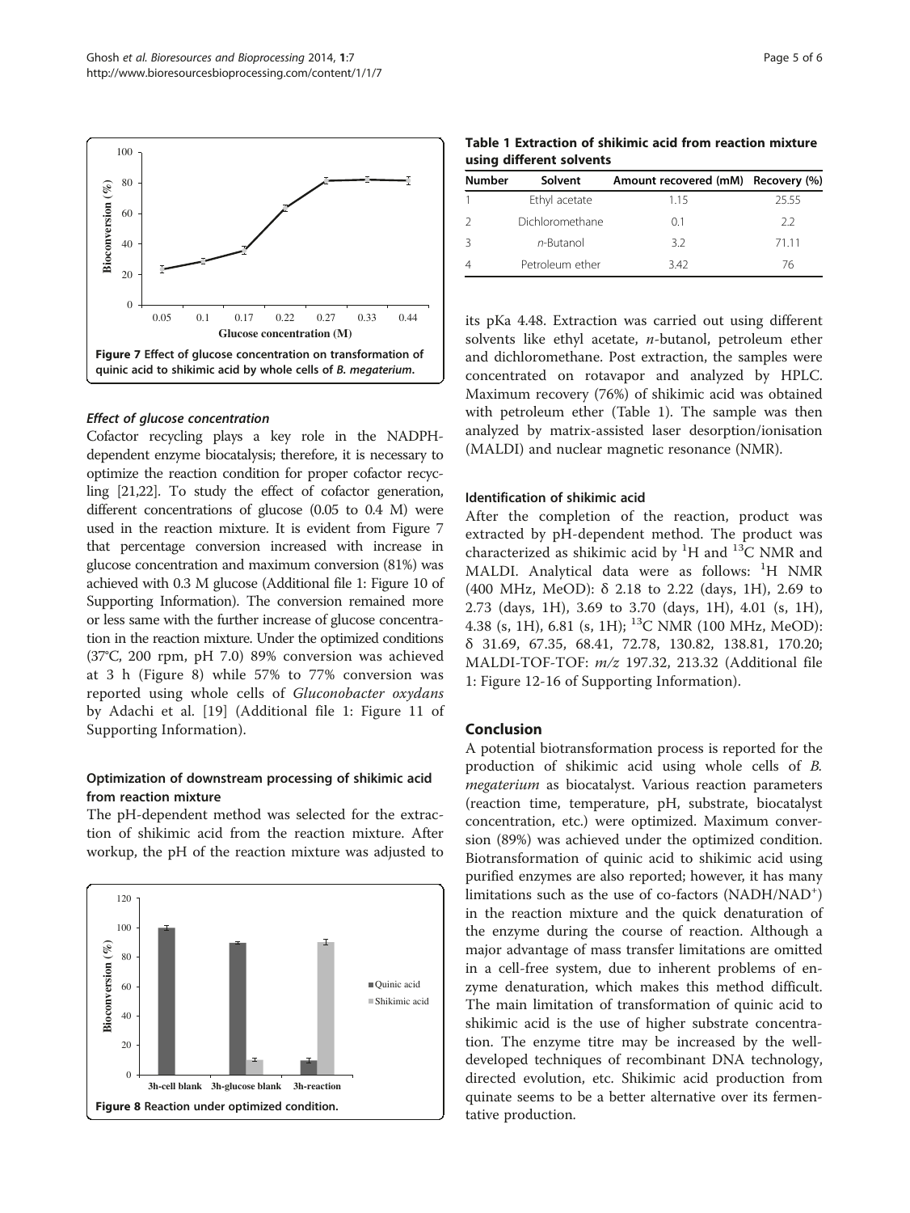Figure 7 Effect of glucose concentration on transformation of quinic acid to shikimic acid by whole cells of *B. megaterium*.

#### *Effect of glucose concentration*

Cofactor recycling plays a key role in the NADPH-dependent enzyme biocatalysis; therefore, it is necessary to optimize the reaction condition for proper cofactor recycling [21,22]. To study the effect of cofactor generation, different concentrations of glucose (0.05 to 0.4 M) were used in the reaction mixture. It is evident from Figure 7 that percentage conversion increased with increase in glucose concentration and maximum conversion (81%) was achieved with 0.3 M glucose (Additional file 1: Figure 10 of Supporting Information). The conversion remained more or less same with the further increase of glucose concentration in the reaction mixture. Under the optimized conditions (37°C, 200 rpm, pH 7.0) 89% conversion was achieved at 3 h (Figure 8) while 57% to 77% conversion was reported using whole cells of *Gluconobacter oxydans* by Adachi et al. [19] (Additional file 1: Figure 11 of Supporting Information).

### Optimization of downstream processing of shikimic acid from reaction mixture

The pH-dependent method was selected for the extraction of shikimic acid from the reaction mixture. After workup, the pH of the reaction mixture was adjusted to its pKa 4.48. Extraction was carried out using different solvents like ethyl acetate, *n*-butanol, petroleum ether and dichloromethane. Post extraction, the samples were concentrated on rotavapor and analyzed by HPLC. Maximum recovery (76%) of shikimic acid was obtained with petroleum ether (Table 1). The sample was then analyzed by matrix-assisted laser desorption/ionisation (MALDI) and nuclear magnetic resonance (NMR).

Figure 8 Reaction under optimized condition.

**Table 1 Extraction of shikimic acid from reaction mixture using different solvents**

| Number | Solvent | Amount recovered (mM) | Recovery (%) |
|---|---|---|---|
| 1 | Ethyl acetate | 1.15 | 25.55 |
| 2 | Dichloromethane | 0.1 | 2.2 |
| 3 | *n*-Butanol | 3.2 | 71.11 |
| 4 | Petroleum ether | 3.42 | 76 |

### Identification of shikimic acid

After the completion of the reaction, product was extracted by pH-dependent method. The product was characterized as shikimic acid by $^{1}H$ and $^{13}C$ NMR and MALDI. Analytical data were as follows: $^{1}H$ NMR (400 MHz, MeOD): δ 2.18 to 2.22 (days, 1H), 2.69 to 2.73 (days, 1H), 3.69 to 3.70 (days, 1H), 4.01 (s, 1H), 4.38 (s, 1H), 6.81 (s, 1H); $^{13}C$ NMR (100 MHz, MeOD): δ 31.69, 67.35, 68.41, 72.78, 130.82, 138.81, 170.20; MALDI-TOF-TOF: *m/z* 197.32, 213.32 (Additional file 1: Figure 12-16 of Supporting Information).

## Conclusion

A potential biotransformation process is reported for the production of shikimic acid using whole cells of *B. megaterium* as biocatalyst. Various reaction parameters (reaction time, temperature, pH, substrate, biocatalyst concentration, etc.) were optimized. Maximum conversion (89%) was achieved under the optimized condition. Biotransformation of quinic acid to shikimic acid using purified enzymes are also reported; however, it has many limitations such as the use of co-factors ($NADH/NAD^{+}$) in the reaction mixture and the quick denaturation of the enzyme during the course of reaction. Although a major advantage of mass transfer limitations are omitted in a cell-free system, due to inherent problems of enzyme denaturation, which makes this method difficult. The main limitation of transformation of quinic acid to shikimic acid is the use of higher substrate concentration. The enzyme titre may be increased by the well-developed techniques of recombinant DNA technology, directed evolution, etc. Shikimic acid production from quinate seems to be a better alternative over its fermentative production.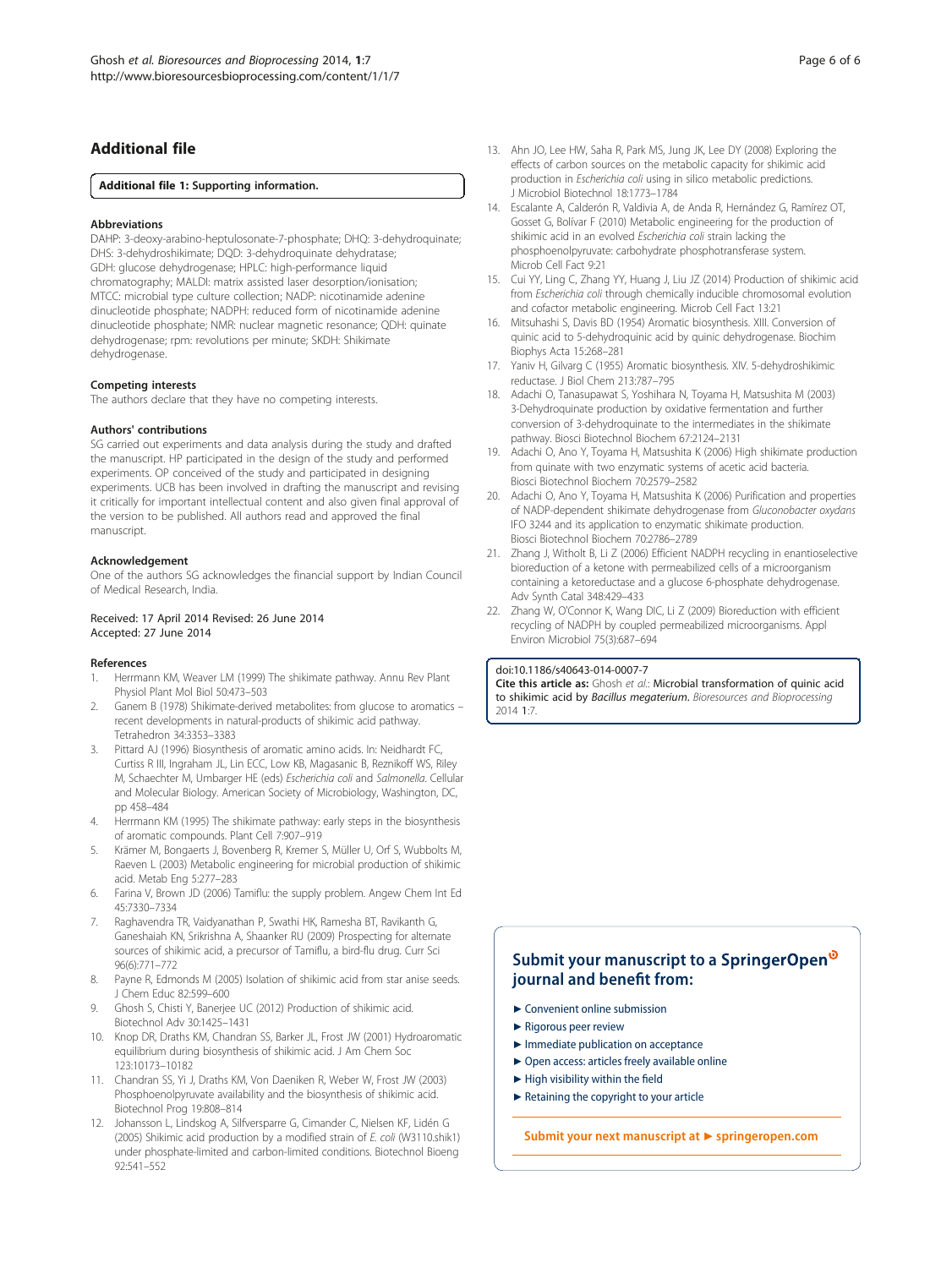## Additional file

**Additional file 1: Supporting information.**

### Abbreviations

DAHP: 3-deoxy-arabino-heptulosonate-7-phosphate; DHQ: 3-dehydroquinate; DHS: 3-dehydroshikimate; DQD: 3-dehydroquinate dehydratase; GDH: glucose dehydrogenase; HPLC: high-performance liquid chromatography; MALDI: matrix assisted laser desorption/ionisation; MTCC: microbial type culture collection; NADP: nicotinamide adenine dinucleotide phosphate; NADPH: reduced form of nicotinamide adenine dinucleotide phosphate; NMR: nuclear magnetic resonance; QDH: quinate dehydrogenase; rpm: revolutions per minute; SKDH: Shikimate dehydrogenase.

### Competing interests

The authors declare that they have no competing interests.

### Authors' contributions

SG carried out experiments and data analysis during the study and drafted the manuscript. HP participated in the design of the study and performed experiments. OP conceived of the study and participated in designing experiments. UCB has been involved in drafting the manuscript and revising it critically for important intellectual content and also given final approval of the version to be published. All authors read and approved the final manuscript.

### Acknowledgement

One of the authors SG acknowledges the financial support by Indian Council of Medical Research, India.

Received: 17 April 2014 Revised: 26 June 2014
Accepted: 27 June 2014

### References

1. Herrmann KM, Weaver LM (1999) The shikimate pathway. Annu Rev Plant Physiol Plant Mol Biol 50:473–503
2. Ganem B (1978) Shikimate-derived metabolites: from glucose to aromatics – recent developments in natural-products of shikimic acid pathway. Tetrahedron 34:3353–3383
3. Pittard AJ (1996) Biosynthesis of aromatic amino acids. In: Neidhardt FC, Curtiss R III, Ingraham JL, Lin ECC, Low KB, Magasanic B, Reznikoff WS, Riley M, Schaechter M, Umbarger HE (eds) *Escherichia coli* and *Salmonella*. Cellular and Molecular Biology. American Society of Microbiology, Washington, DC, pp 458–484
4. Herrmann KM (1995) The shikimate pathway: early steps in the biosynthesis of aromatic compounds. Plant Cell 7:907–919
5. Krämer M, Bongaerts J, Bovenberg R, Kremer S, Müller U, Orf S, Wubbolts M, Raeven L (2003) Metabolic engineering for microbial production of shikimic acid. Metab Eng 5:277–283
6. Farina V, Brown JD (2006) Tamiflu: the supply problem. Angew Chem Int Ed 45:7330–7334
7. Raghavendra TR, Vaidyanathan P, Swathi HK, Ramesha BT, Ravikanth G, Ganeshaiah KN, Srikrishna A, Shaanker RU (2009) Prospecting for alternate sources of shikimic acid, a precursor of Tamiflu, a bird-flu drug. Curr Sci 96(6):771–772
8. Payne R, Edmonds M (2005) Isolation of shikimic acid from star anise seeds. J Chem Educ 82:599–600
9. Ghosh S, Chisti Y, Banerjee UC (2012) Production of shikimic acid. Biotechnol Adv 30:1425–1431
10. Knop DR, Draths KM, Chandran SS, Barker JL, Frost JW (2001) Hydroaromatic equilibrium during biosynthesis of shikimic acid. J Am Chem Soc 123:10173–10182
11. Chandran SS, Yi J, Draths KM, Von Daeniken R, Weber W, Frost JW (2003) Phosphoenolpyruvate availability and the biosynthesis of shikimic acid. Biotechnol Prog 19:808–814
12. Johansson L, Lindskog A, Silfversparre G, Cimander C, Nielsen KF, Lidén G (2005) Shikimic acid production by a modified strain of *E. coli* (W3110.shik1) under phosphate-limited and carbon-limited conditions. Biotechnol Bioeng 92:541–552
13. Ahn JO, Lee HW, Saha R, Park MS, Jung JK, Lee DY (2008) Exploring the effects of carbon sources on the metabolic capacity for shikimic acid production in *Escherichia coli* using in silico metabolic predictions. J Microbiol Biotechnol 18:1773–1784
14. Escalante A, Calderón R, Valdivia A, de Anda R, Hernández G, Ramírez OT, Gosset G, Bolívar F (2010) Metabolic engineering for the production of shikimic acid in an evolved *Escherichia coli* strain lacking the phosphoenolpyruvate: carbohydrate phosphotransferase system. Microb Cell Fact 9:21
15. Cui YY, Ling C, Zhang YY, Huang J, Liu JZ (2014) Production of shikimic acid from *Escherichia coli* through chemically inducible chromosomal evolution and cofactor metabolic engineering. Microb Cell Fact 13:21
16. Mitsuhashi S, Davis BD (1954) Aromatic biosynthesis. XIII. Conversion of quinic acid to 5-dehydroquinic acid by quinic dehydrogenase. Biochim Biophys Acta 15:268–281
17. Yaniv H, Gilvarg C (1955) Aromatic biosynthesis. XIV. 5-dehydroshikimic reductase. J Biol Chem 213:787–795
18. Adachi O, Tanasupawat S, Yoshihara N, Toyama H, Matsushita M (2003) 3-Dehydroquinate production by oxidative fermentation and further conversion of 3-dehydroquinate to the intermediates in the shikimate pathway. Biosci Biotechnol Biochem 67:2124–2131
19. Adachi O, Ano Y, Toyama H, Matsushita K (2006) High shikimate production from quinate with two enzymatic systems of acetic acid bacteria. Biosci Biotechnol Biochem 70:2579–2582
20. Adachi O, Ano Y, Toyama H, Matsushita K (2006) Purification and properties of NADP-dependent shikimate dehydrogenase from *Gluconobacter oxydans* IFO 3244 and its application to enzymatic shikimate production. Biosci Biotechnol Biochem 70:2786–2789
21. Zhang J, Witholt B, Li Z (2006) Efficient NADPH recycling in enantioselective bioreduction of a ketone with permeabilized cells of a microorganism containing a ketoreductase and a glucose 6-phosphate dehydrogenase. Adv Synth Catal 348:429–433
22. Zhang W, O'Connor K, Wang DIC, Li Z (2009) Bioreduction with efficient recycling of NADPH by coupled permeabilized microorganisms. Appl Environ Microbiol 75(3):687–694

doi:10.1186/s40643-014-0007-7
**Cite this article as:** Ghosh *et al.*: **Microbial transformation of quinic acid to shikimic acid by *Bacillus megaterium*.** *Bioresources and Bioprocessing* 2014 **1**:7.

**Submit your manuscript to a SpringerOpen journal and benefit from:**

- ► Convenient online submission
- ► Rigorous peer review
- ► Immediate publication on acceptance
- ► Open access: articles freely available online
- ► High visibility within the field
- ► Retaining the copyright to your article

**Submit your next manuscript at ► springeropen.com**